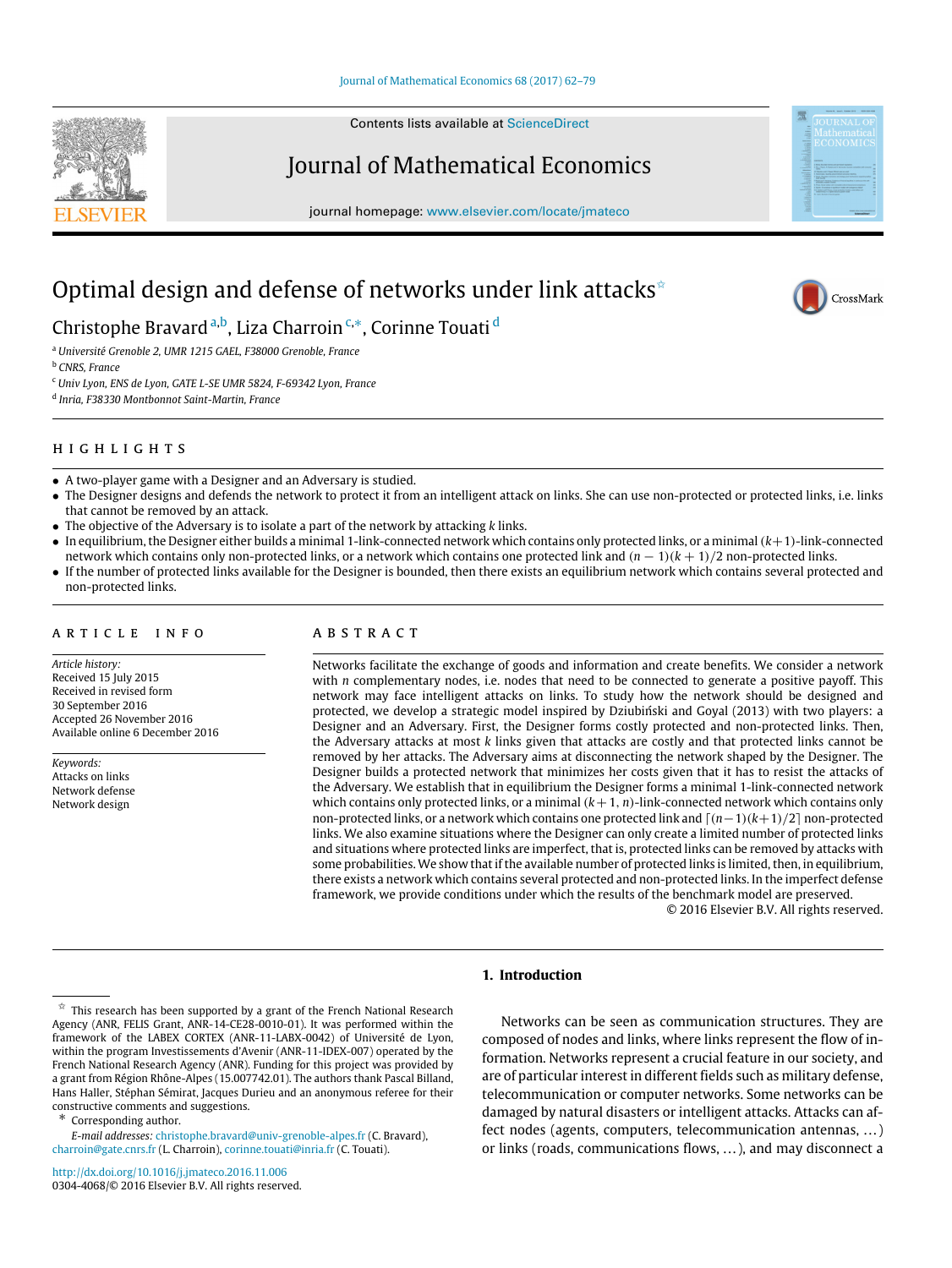# Optimal design and defense of networks under link attacks[☆]

Christophe Bravard[a,b], Liza Charroin[c,*], Corinne Touati[d]

[a] Université Grenoble 2, UMR 1215 GAEL, F38000 Grenoble, France

[b] CNRS, France

[c] Univ Lyon, ENS de Lyon, GATE L-SE UMR 5824, F-69342 Lyon, France

[d] Inria, F38330 Montbonnot Saint-Martin, France

## HIGHLIGHTS

- A two-player game with a Designer and an Adversary is studied.
- The Designer designs and defends the network to protect it from an intelligent attack on links. She can use non-protected or protected links, i.e. links that cannot be removed by an attack.
- The objective of the Adversary is to isolate a part of the network by attacking $k$ links.
- In equilibrium, the Designer either builds a minimal 1-link-connected network which contains only protected links, or a minimal $(k+1)$-link-connected network which contains only non-protected links, or a network which contains one protected link and $(n-1)(k+1)/2$ non-protected links.
- If the number of protected links available for the Designer is bounded, then there exists an equilibrium network which contains several protected and non-protected links.

## ARTICLE INFO

*Article history:*
Received 15 July 2015
Received in revised form 30 September 2016
Accepted 26 November 2016
Available online 6 December 2016

*Keywords:*
Attacks on links
Network defense
Network design

## ABSTRACT

Networks facilitate the exchange of goods and information and create benefits. We consider a network with $n$ complementary nodes, i.e. nodes that need to be connected to generate a positive payoff. This network may face intelligent attacks on links. To study how the network should be designed and protected, we develop a strategic model inspired by Dziubiński and Goyal (2013) with two players: a Designer and an Adversary. First, the Designer forms costly protected and non-protected links. Then, the Adversary attacks at most $k$ links given that attacks are costly and that protected links cannot be removed by her attacks. The Adversary aims at disconnecting the network shaped by the Designer. The Designer builds a protected network that minimizes her costs given that it has to resist the attacks of the Adversary. We establish that in equilibrium the Designer forms a minimal 1-link-connected network which contains only protected links, or a minimal $(k+1, n)$-link-connected network which contains only non-protected links, or a network which contains one protected link and $\lceil (n-1)(k+1)/2 \rceil$ non-protected links. We also examine situations where the Designer can only create a limited number of protected links and situations where protected links are imperfect, that is, protected links can be removed by attacks with some probabilities. We show that if the available number of protected links is limited, then, in equilibrium, there exists a network which contains several protected and non-protected links. In the imperfect defense framework, we provide conditions under which the results of the benchmark model are preserved.

© 2016 Elsevier B.V. All rights reserved.

## 1. Introduction

Networks can be seen as communication structures. They are composed of nodes and links, where links represent the flow of information. Networks represent a crucial feature in our society, and are of particular interest in different fields such as military defense, telecommunication or computer networks. Some networks can be damaged by natural disasters or intelligent attacks. Attacks can affect nodes (agents, computers, telecommunication antennas, ...) or links (roads, communications flows, ...), and may disconnect a

---

☆ This research has been supported by a grant of the French National Research Agency (ANR, FELIS Grant, ANR-14-CE28-0010-01). It was performed within the framework of the LABEX CORTEX (ANR-11-LABX-0042) of Université de Lyon, within the program Investissements d'Avenir (ANR-11-IDEX-007) operated by the French National Research Agency (ANR). Funding for this project was provided by a grant from Région Rhône-Alpes (15.007742.01). The authors thank Pascal Billand, Hans Haller, Stéphan Sémirat, Jacques Durieu and an anonymous referee for their constructive comments and suggestions.

\* Corresponding author.

*E-mail addresses:* christophe.bravard@univ-grenoble-alpes.fr (C. Bravard), charroin@gate.cnrs.fr (L. Charroin), corinne.touati@inria.fr (C. Touati).

http://dx.doi.org/10.1016/j.jmateco.2016.11.006
0304-4068/© 2016 Elsevier B.V. All rights reserved.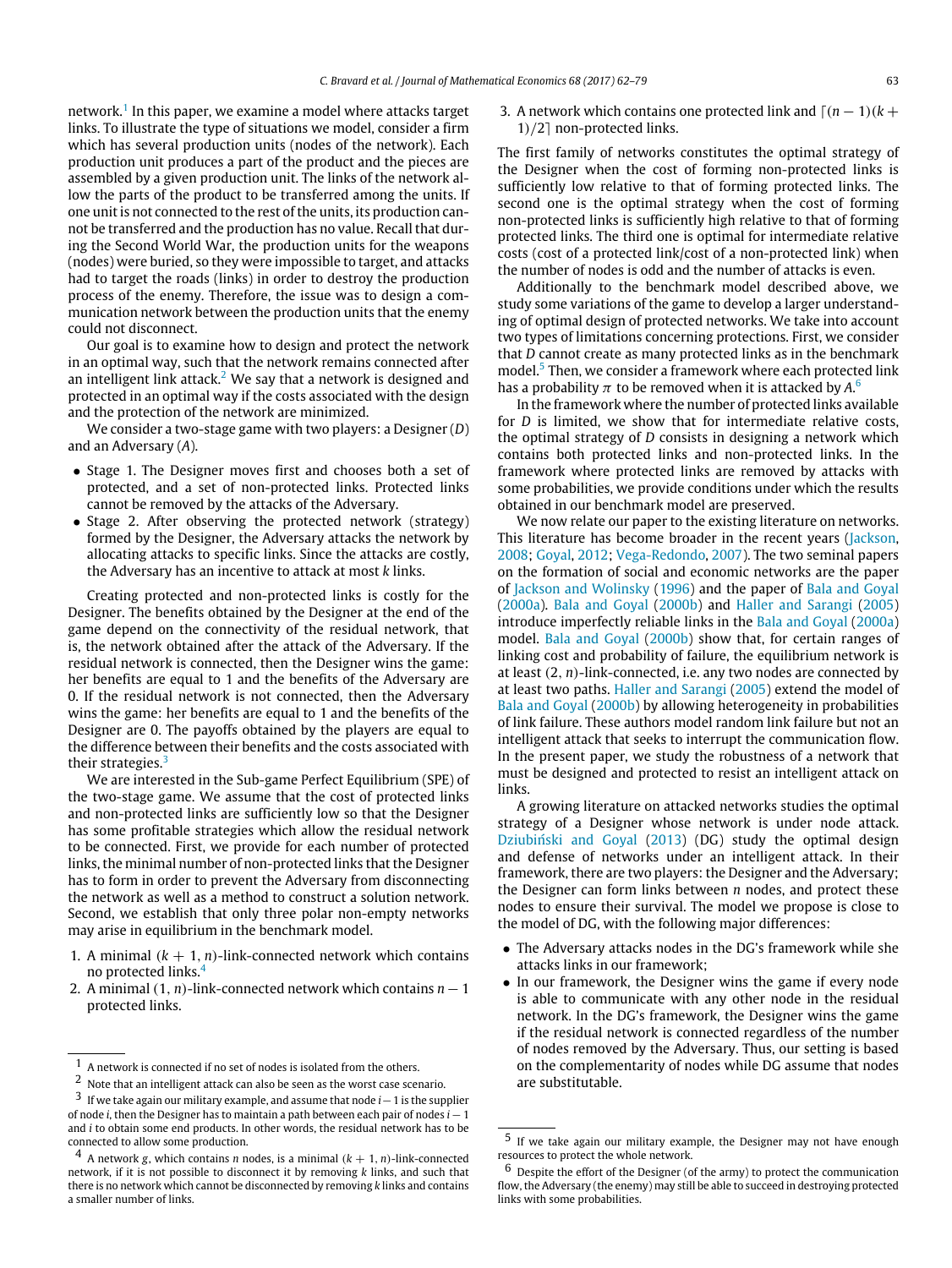network.[1] In this paper, we examine a model where attacks target links. To illustrate the type of situations we model, consider a firm which has several production units (nodes of the network). Each production unit produces a part of the product and the pieces are assembled by a given production unit. The links of the network allow the parts of the product to be transferred among the units. If one unit is not connected to the rest of the units, its production cannot be transferred and the production has no value. Recall that during the Second World War, the production units for the weapons (nodes) were buried, so they were impossible to target, and attacks had to target the roads (links) in order to destroy the production process of the enemy. Therefore, the issue was to design a communication network between the production units that the enemy could not disconnect.

Our goal is to examine how to design and protect the network in an optimal way, such that the network remains connected after an intelligent link attack.[2] We say that a network is designed and protected in an optimal way if the costs associated with the design and the protection of the network are minimized.

We consider a two-stage game with two players: a Designer ($D$) and an Adversary ($A$).

- Stage 1. The Designer moves first and chooses both a set of protected, and a set of non-protected links. Protected links cannot be removed by the attacks of the Adversary.
- Stage 2. After observing the protected network (strategy) formed by the Designer, the Adversary attacks the network by allocating attacks to specific links. Since the attacks are costly, the Adversary has an incentive to attack at most $k$ links.

Creating protected and non-protected links is costly for the Designer. The benefits obtained by the Designer at the end of the game depend on the connectivity of the residual network, that is, the network obtained after the attack of the Adversary. If the residual network is connected, then the Designer wins the game: her benefits are equal to 1 and the benefits of the Adversary are 0. If the residual network is not connected, then the Adversary wins the game: her benefits are equal to 1 and the benefits of the Designer are 0. The payoffs obtained by the players are equal to the difference between their benefits and the costs associated with their strategies.[3]

We are interested in the Sub-game Perfect Equilibrium (SPE) of the two-stage game. We assume that the cost of protected links and non-protected links are sufficiently low so that the Designer has some profitable strategies which allow the residual network to be connected. First, we provide for each number of protected links, the minimal number of non-protected links that the Designer has to form in order to prevent the Adversary from disconnecting the network as well as a method to construct a solution network. Second, we establish that only three polar non-empty networks may arise in equilibrium in the benchmark model.

1. A minimal $(k + 1, n)$-link-connected network which contains no protected links.[4]
2. A minimal $(1, n)$-link-connected network which contains $n - 1$ protected links.
3. A network which contains one protected link and $\lceil (n - 1)(k + 1)/2 \rceil$ non-protected links.

The first family of networks constitutes the optimal strategy of the Designer when the cost of forming non-protected links is sufficiently low relative to that of forming protected links. The second one is the optimal strategy when the cost of forming non-protected links is sufficiently high relative to that of forming protected links. The third one is optimal for intermediate relative costs (cost of a protected link/cost of a non-protected link) when the number of nodes is odd and the number of attacks is even.

Additionally to the benchmark model described above, we study some variations of the game to develop a larger understanding of optimal design of protected networks. We take into account two types of limitations concerning protections. First, we consider that $D$ cannot create as many protected links as in the benchmark model.[5] Then, we consider a framework where each protected link has a probability $\pi$ to be removed when it is attacked by $A$.[6]

In the framework where the number of protected links available for $D$ is limited, we show that for intermediate relative costs, the optimal strategy of $D$ consists in designing a network which contains both protected links and non-protected links. In the framework where protected links are removed by attacks with some probabilities, we provide conditions under which the results obtained in our benchmark model are preserved.

We now relate our paper to the existing literature on networks. This literature has become broader in the recent years (Jackson, 2008; Goyal, 2012; Vega-Redondo, 2007). The two seminal papers on the formation of social and economic networks are the paper of Jackson and Wolinsky (1996) and the paper of Bala and Goyal (2000a). Bala and Goyal (2000b) and Haller and Sarangi (2005) introduce imperfectly reliable links in the Bala and Goyal (2000a) model. Bala and Goyal (2000b) show that, for certain ranges of linking cost and probability of failure, the equilibrium network is at least $(2, n)$-link-connected, i.e. any two nodes are connected by at least two paths. Haller and Sarangi (2005) extend the model of Bala and Goyal (2000b) by allowing heterogeneity in probabilities of link failure. These authors model random link failure but not an intelligent attack that seeks to interrupt the communication flow. In the present paper, we study the robustness of a network that must be designed and protected to resist an intelligent attack on links.

A growing literature on attacked networks studies the optimal strategy of a Designer whose network is under node attack. Dziubiński and Goyal (2013) (DG) study the optimal design and defense of networks under an intelligent attack. In their framework, there are two players: the Designer and the Adversary; the Designer can form links between $n$ nodes, and protect these nodes to ensure their survival. The model we propose is close to the model of DG, with the following major differences:

- The Adversary attacks nodes in the DG's framework while she attacks links in our framework;
- In our framework, the Designer wins the game if every node is able to communicate with any other node in the residual network. In the DG's framework, the Designer wins the game if the residual network is connected regardless of the number of nodes removed by the Adversary. Thus, our setting is based on the complementarity of nodes while DG assume that nodes are substitutable.

---

[1] A network is connected if no set of nodes is isolated from the others.

[2] Note that an intelligent attack can also be seen as the worst case scenario.

[3] If we take again our military example, and assume that node $i - 1$ is the supplier of node $i$, then the Designer has to maintain a path between each pair of nodes $i - 1$ and $i$ to obtain some end products. In other words, the residual network has to be connected to allow some production.

[4] A network $g$, which contains $n$ nodes, is a minimal $(k + 1, n)$-link-connected network, if it is not possible to disconnect it by removing $k$ links, and such that there is no network which cannot be disconnected by removing $k$ links and contains a smaller number of links.

[5] If we take again our military example, the Designer may not have enough resources to protect the whole network.

[6] Despite the effort of the Designer (of the army) to protect the communication flow, the Adversary (the enemy) may still be able to succeed in destroying protected links with some probabilities.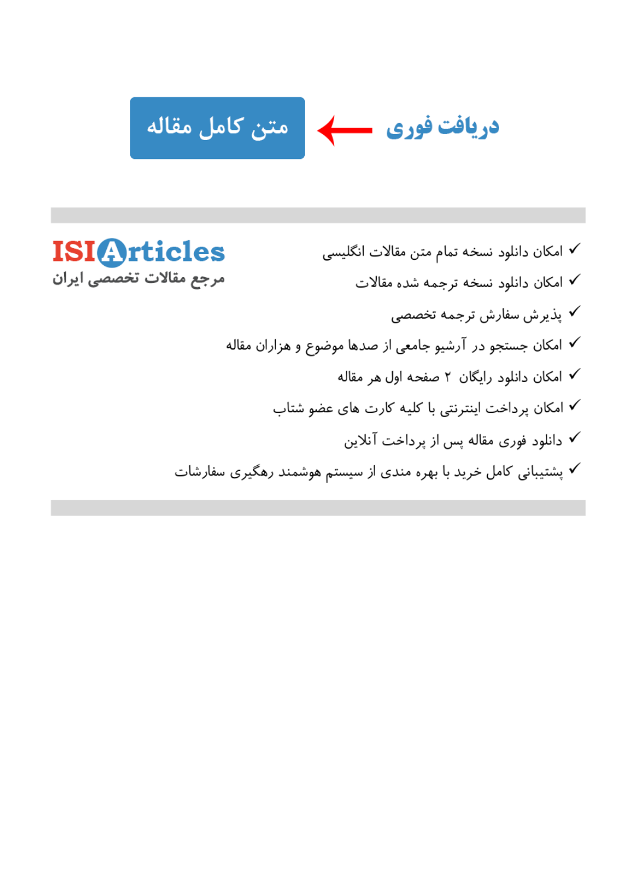دریافت فوری ← متن کامل مقاله

**ISIArticles**
مرجع مقالات تخصصی ایران

- ✓ امکان دانلود نسخه تمام متن مقالات انگلیسی
- ✓ امکان دانلود نسخه ترجمه شده مقالات
- ✓ پذیرش سفارش ترجمه تخصصی
- ✓ امکان جستجو در آرشیو جامعی از صدها موضوع و هزاران مقاله
- ✓ امکان دانلود رایگان ۲ صفحه اول هر مقاله
- ✓ امکان پرداخت اینترنتی با کلیه کارت های عضو شتاب
- ✓ دانلود فوری مقاله پس از پرداخت آنلاین
- ✓ پشتیبانی کامل خرید با بهره مندی از سیستم هوشمند رهگیری سفارشات